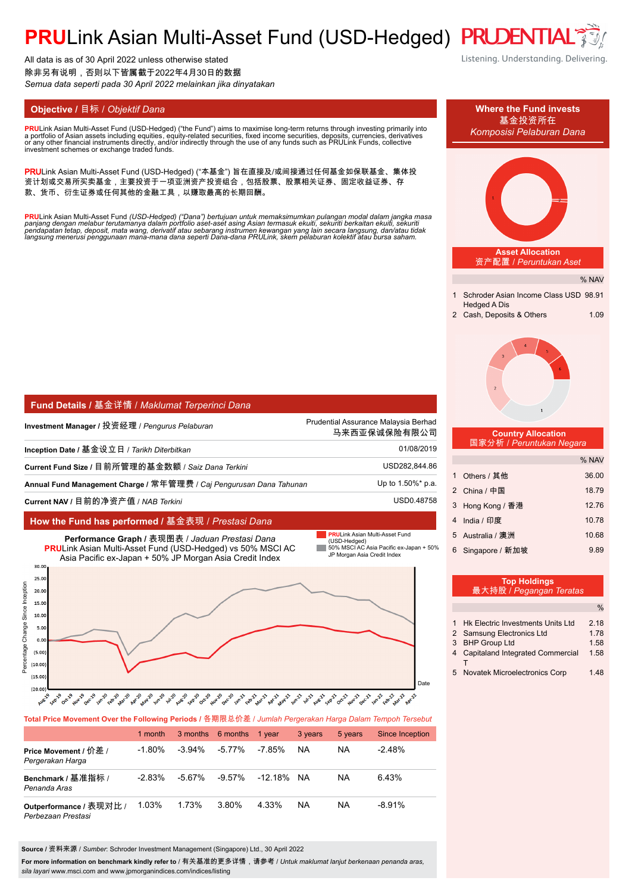# PRULink Asian Multi-Asset Fund (USD-Hedged)

PRUDENTIAL — Listening. Understanding. Delivering.

All data is as of 30 April 2022 unless otherwise stated
除非另有说明，否则以下皆属截于2022年4月30日的数据
*Semua data seperti pada 30 April 2022 melainkan jika dinyatakan*

## Objective / 目标 / *Objektif Dana*

**PRU**Link Asian Multi-Asset Fund (USD-Hedged) ("the Fund") aims to maximise long-term returns through investing primarily into a portfolio of Asian assets including equities, equity-related securities, fixed income securities, deposits, currencies, derivatives or any other financial instruments directly, and/or indirectly through the use of any funds such as PRULink Funds, collective investment schemes or exchange traded funds.

**PRU**Link Asian Multi-Asset Fund (USD-Hedged) ("本基金") 旨在直接及/或间接透过任何基金如保联基金、集体投资计划或交易所买卖基金，主要投资于一项亚洲资产投资组合，包括股票、股票相关证券、固定收益证券、存款、货币、衍生证券或任何其他的金融工具，以赚取最高的长期回酬。

*PRULink Asian Multi-Asset Fund (USD-Hedged) ("Dana") bertujuan untuk memaksimumkan pulangan modal dalam jangka masa panjang dengan melabur terutamanya dalam portfolio aset-aset asing Asian termasuk ekuiti, sekuriti berkaitan ekuiti, sekuriti pendapatan tetap, deposit, mata wang, derivatif atau sebarang instrumen kewangan yang lain secara langsung, dan/atau tidak langsung menerusi penggunaan mana-mana dana seperti Dana-dana PRULink, skem pelaburan kolektif atau bursa saham.*

## Fund Details / 基金详情 / *Maklumat Terperinci Dana*

| | |
|---|---|
| **Investment Manager** / 投资经理 / *Pengurus Pelaburan* | Prudential Assurance Malaysia Berhad 马来西亚保诚保险有限公司 |
| **Inception Date** / 基金设立日 / *Tarikh Diterbitkan* | 01/08/2019 |
| **Current Fund Size** / 目前所管理的基金数额 / *Saiz Dana Terkini* | USD282,844.86 |
| **Annual Fund Management Charge** / 常年管理费 / *Caj Pengurusan Dana Tahunan* | Up to 1.50%* p.a. |
| **Current NAV** / 目前的净资产值 / *NAB Terkini* | USD0.48758 |

## How the Fund has performed / 基金表现 / *Prestasi Dana*

**Performance Graph** / 表现图表 / *Jaduan Prestasi Dana*
**PRU**Link Asian Multi-Asset Fund (USD-Hedged) vs 50% MSCI AC Asia Pacific ex-Japan + 50% JP Morgan Asia Credit Index

**Total Price Movement Over the Following Periods** / 各期限总价差 / *Jumlah Pergerakan Harga Dalam Tempoh Tersebut*

| | 1 month | 3 months | 6 months | 1 year | 3 years | 5 years | Since Inception |
|---|---|---|---|---|---|---|---|
| **Price Movement** / 价差 / *Pergerakan Harga* | -1.80% | -3.94% | -5.77% | -7.85% | NA | NA | -2.48% |
| **Benchmark** / 基准指标 / *Penanda Aras* | -2.83% | -5.67% | -9.57% | -12.18% | NA | NA | 6.43% |
| **Outperformance** / 表现对比 / *Perbezaan Prestasi* | 1.03% | 1.73% | 3.80% | 4.33% | NA | NA | -8.91% |

**Source** / 资料来源 / *Sumber*: Schroder Investment Management (Singapore) Ltd., 30 April 2022

**For more information on benchmark kindly refer to** / 有关基准的更多详情，请参考 / *Untuk maklumat lanjut berkenaan penanda aras, sila layari* www.msci.com and www.jpmorganindices.com/indices/listing

## Where the Fund invests / 基金投资所在 / *Komposisi Pelaburan Dana*

### Asset Allocation / 资产配置 / *Peruntukan Aset*

| | | % NAV |
|---|---|---|
| 1 | Schroder Asian Income Class USD Hedged A Dis | 98.91 |
| 2 | Cash, Deposits & Others | 1.09 |

### Country Allocation / 国家分析 / *Peruntukan Negara*

| | | % NAV |
|---|---|---|
| 1 | Others / 其他 | 36.00 |
| 2 | China / 中国 | 18.79 |
| 3 | Hong Kong / 香港 | 12.76 |
| 4 | India / 印度 | 10.78 |
| 5 | Australia / 澳洲 | 10.68 |
| 6 | Singapore / 新加坡 | 9.89 |

### Top Holdings / 最大持股 / *Pegangan Teratas*

| | | % |
|---|---|---|
| 1 | Hk Electric Investments Units Ltd | 2.18 |
| 2 | Samsung Electronics Ltd | 1.78 |
| 3 | BHP Group Ltd | 1.58 |
| 4 | Capitaland Integrated Commercial T | 1.58 |
| 5 | Novatek Microelectronics Corp | 1.48 |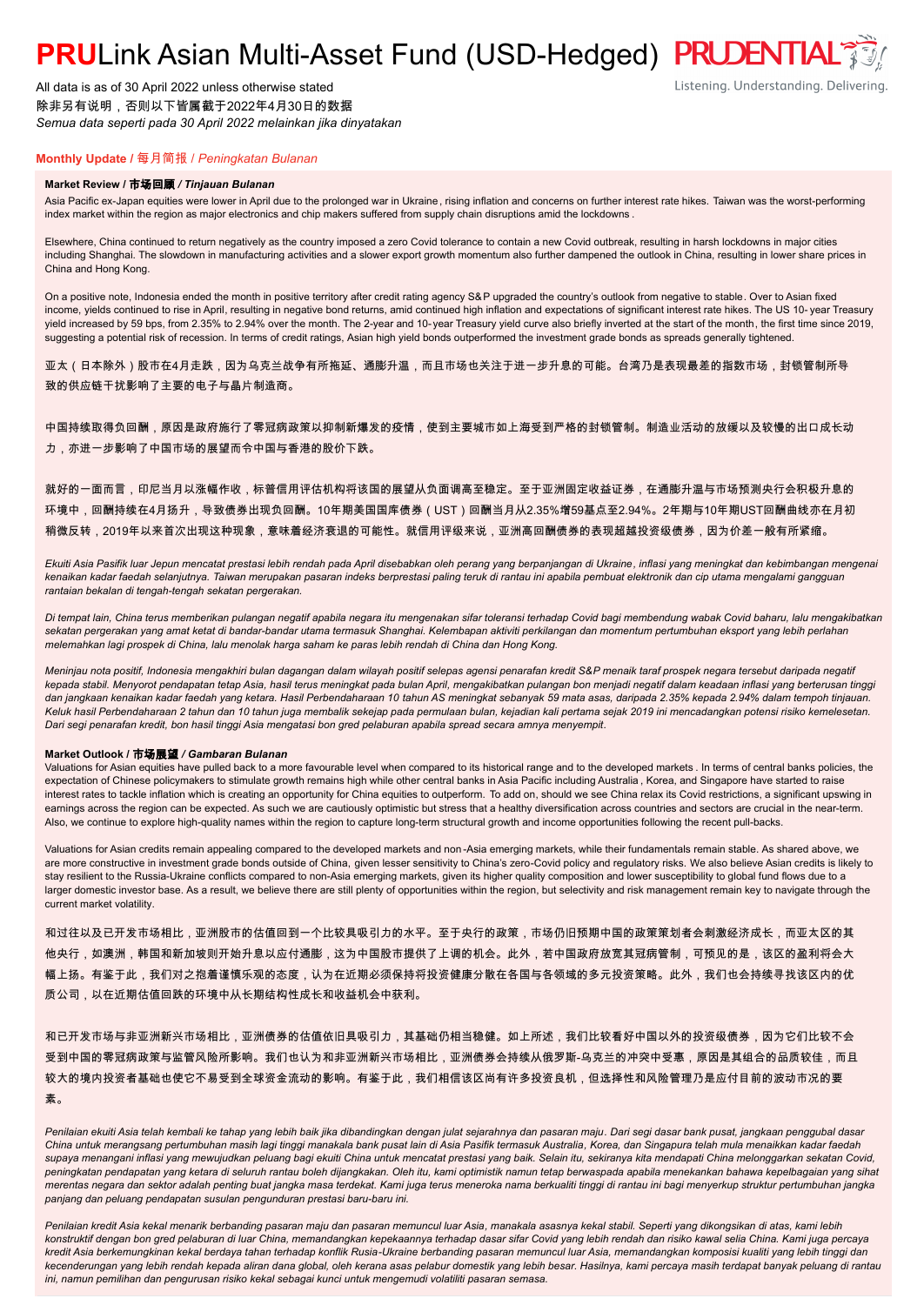# PRULink Asian Multi-Asset Fund (USD-Hedged)

All data is as of 30 April 2022 unless otherwise stated
除非另有说明，否则以下皆属截于2022年4月30日的数据
*Semua data seperti pada 30 April 2022 melainkan jika dinyatakan*

## Monthly Update / 每月简报 / *Peningkatan Bulanan*

### Market Review / 市场回顾 / *Tinjauan Bulanan*

Asia Pacific ex-Japan equities were lower in April due to the prolonged war in Ukraine, rising inflation and concerns on further interest rate hikes. Taiwan was the worst-performing index market within the region as major electronics and chip makers suffered from supply chain disruptions amid the lockdowns.

Elsewhere, China continued to return negatively as the country imposed a zero Covid tolerance to contain a new Covid outbreak, resulting in harsh lockdowns in major cities including Shanghai. The slowdown in manufacturing activities and a slower export growth momentum also further dampened the outlook in China, resulting in lower share prices in China and Hong Kong.

On a positive note, Indonesia ended the month in positive territory after credit rating agency S&P upgraded the country's outlook from negative to stable. Over to Asian fixed income, yields continued to rise in April, resulting in negative bond returns, amid continued high inflation and expectations of significant interest rate hikes. The US 10-year Treasury yield increased by 59 bps, from 2.35% to 2.94% over the month. The 2-year and 10-year Treasury yield curve also briefly inverted at the start of the month, the first time since 2019, suggesting a potential risk of recession. In terms of credit ratings, Asian high yield bonds outperformed the investment grade bonds as spreads generally tightened.

亚太（日本除外）股市在4月走跌，因为乌克兰战争有所拖延、通膨升温，而且市场也关注于进一步升息的可能。台湾乃是表现最差的指数市场，封锁管制所导致的供应链干扰影响了主要的电子与晶片制造商。

中国持续取得负回酬，原因是政府施行了零冠病政策以抑制新爆发的疫情，使到主要城市如上海受到严格的封锁管制。制造业活动的放缓以及较慢的出口成长动力，亦进一步影响了中国市场的展望而令中国与香港的股价下跌。

就好的一面而言，印尼当月以涨幅作收，标普信用评估机构将该国的展望从负面调高至稳定。至于亚洲固定收益证券，在通膨升温与市场预测央行会积极升息的环境中，回酬持续在4月扬升，导致债券出现负回酬。10年期美国国库债券（UST）回酬当月从2.35%增59基点至2.94%。2年期与10年期UST回酬曲线亦在月初稍微反转，2019年以来首次出现这种现象，意味着经济衰退的可能性。就信用评级来说，亚洲高回酬债券的表现超越投资级债券，因为价差一般有所紧缩。

*Ekuiti Asia Pasifik luar Jepun mencatat prestasi lebih rendah pada April disebabkan oleh perang yang berpanjangan di Ukraine, inflasi yang meningkat dan kebimbangan mengenai kenaikan kadar faedah selanjutnya. Taiwan merupakan pasaran indeks berprestasi paling teruk di rantau ini apabila pembuat elektronik dan cip utama mengalami gangguan rantaian bekalan di tengah-tengah sekatan pergerakan.*

*Di tempat lain, China terus memberikan pulangan negatif apabila negara itu mengenakan sifar toleransi terhadap Covid bagi membendung wabak Covid baharu, lalu mengakibatkan sekatan pergerakan yang amat ketat di bandar-bandar utama termasuk Shanghai. Kelembapan aktiviti perkilangan dan momentum pertumbuhan eksport yang lebih perlahan melemahkan lagi prospek di China, lalu menolak harga saham ke paras lebih rendah di China dan Hong Kong.*

*Meninjau nota positif, Indonesia mengakhiri bulan dagangan dalam wilayah positif selepas agensi penarafan kredit S&P menaik taraf prospek negara tersebut daripada negatif kepada stabil. Menyorot pendapatan tetap Asia, hasil terus meningkat pada bulan April, mengakibatkan pulangan bon menjadi negatif dalam keadaan inflasi yang berterusan tinggi dan jangkaan kenaikan kadar faedah yang ketara. Hasil Perbendaharaan 10 tahun AS meningkat sebanyak 59 mata asas, daripada 2.35% kepada 2.94% dalam tempoh tinjauan. Keluk hasil Perbendaharaan 2 tahun dan 10 tahun juga membalik sekejap pada permulaan bulan, kejadian kali pertama sejak 2019 ini mencadangkan potensi risiko kemelesetan. Dari segi penarafan kredit, bon hasil tinggi Asia mengatasi bon gred pelaburan apabila spread secara amnya menyempit.*

### Market Outlook / 市场展望 / *Gambaran Bulanan*

Valuations for Asian equities have pulled back to a more favourable level when compared to its historical range and to the developed markets. In terms of central banks policies, the expectation of Chinese policymakers to stimulate growth remains high while other central banks in Asia Pacific including Australia, Korea, and Singapore have started to raise interest rates to tackle inflation which is creating an opportunity for China equities to outperform. To add on, should we see China relax its Covid restrictions, a significant upswing in earnings across the region can be expected. As such we are cautiously optimistic but stress that a healthy diversification across countries and sectors are crucial in the near-term. Also, we continue to explore high-quality names within the region to capture long-term structural growth and income opportunities following the recent pull-backs.

Valuations for Asian credits remain appealing compared to the developed markets and non-Asia emerging markets, while their fundamentals remain stable. As shared above, we are more constructive in investment grade bonds outside of China, given lesser sensitivity to China's zero-Covid policy and regulatory risks. We also believe Asian credits is likely to stay resilient to the Russia-Ukraine conflicts compared to non-Asia emerging markets, given its higher quality composition and lower susceptibility to global fund flows due to a larger domestic investor base. As a result, we believe there are still plenty of opportunities within the region, but selectivity and risk management remain key to navigate through the current market volatility.

和过往以及已开发市场相比，亚洲股市的估值回到一个比较具吸引力的水平。至于央行的政策，市场仍旧预期中国的政策策划者会刺激经济成长，而亚太区的其他央行，如澳洲，韩国和新加坡则开始升息以应付通膨，这为中国股市提供了上调的机会。此外，若中国政府放宽其冠病管制，可预见的是，该区的盈利将会大幅上扬。有鉴于此，我们对之抱着谨慎乐观的态度，认为在近期必须保持将投资健康分散在各国与各领域的多元投资策略。此外，我们也会持续寻找该区内的优质公司，以在近期估值回跌的环境中从长期结构性成长和收益机会中获利。

和已开发市场与非亚洲新兴市场相比，亚洲债券的估值依旧具吸引力，其基础仍相当稳健。如上所述，我们比较看好中国以外的投资级债券，因为它们比较不会受到中国的零冠病政策与监管风险所影响。我们也认为和非亚洲新兴市场相比，亚洲债券会持续从俄罗斯-乌克兰的冲突中受惠，原因是其组合的品质较佳，而且较大的境内投资者基础也使它不易受到全球资金流动的影响。有鉴于此，我们相信该区尚有许多投资良机，但选择性和风险管理乃是应付目前的波动市况的要素。

*Penilaian ekuiti Asia telah kembali ke tahap yang lebih baik jika dibandingkan dengan julat sejarahnya dan pasaran maju. Dari segi dasar bank pusat, jangkaan penggubal dasar China untuk merangsang pertumbuhan masih lagi tinggi manakala bank pusat lain di Asia Pasifik termasuk Australia, Korea, dan Singapura telah mula menaikkan kadar faedah supaya menangani inflasi yang mewujudkan peluang bagi ekuiti China untuk mencatat prestasi yang baik. Selain itu, sekiranya kita mendapati China melonggarkan sekatan Covid, peningkatan pendapatan yang ketara di seluruh rantau boleh dijangkakan. Oleh itu, kami optimistik namun tetap berwaspada apabila menekankan bahawa kepelbagaian yang sihat merentas negara dan sektor adalah penting buat jangka masa terdekat. Kami juga terus meneroka nama berkualiti tinggi di rantau ini bagi menyerkup struktur pertumbuhan jangka panjang dan peluang pendapatan susulan pengunduran prestasi baru-baru ini.*

*Penilaian kredit Asia kekal menarik berbanding pasaran maju dan pasaran memuncul luar Asia, manakala asasnya kekal stabil. Seperti yang dikongsikan di atas, kami lebih konstruktif dengan bon gred pelaburan di luar China, memandangkan kepekaannya terhadap dasar sifar Covid yang lebih rendah dan risiko kawal selia China. Kami juga percaya kredit Asia berkemungkinan kekal berdaya tahan terhadap konflik Rusia-Ukraine berbanding pasaran memuncul luar Asia, memandangkan komposisi kualiti yang lebih tinggi dan kecenderungan yang lebih rendah kepada aliran dana global, oleh kerana asas pelabur domestik yang lebih besar. Hasilnya, kami percaya masih terdapat banyak peluang di rantau ini, namun pemilihan dan pengurusan risiko kekal sebagai kunci untuk mengemudi volatiliti pasaran semasa.*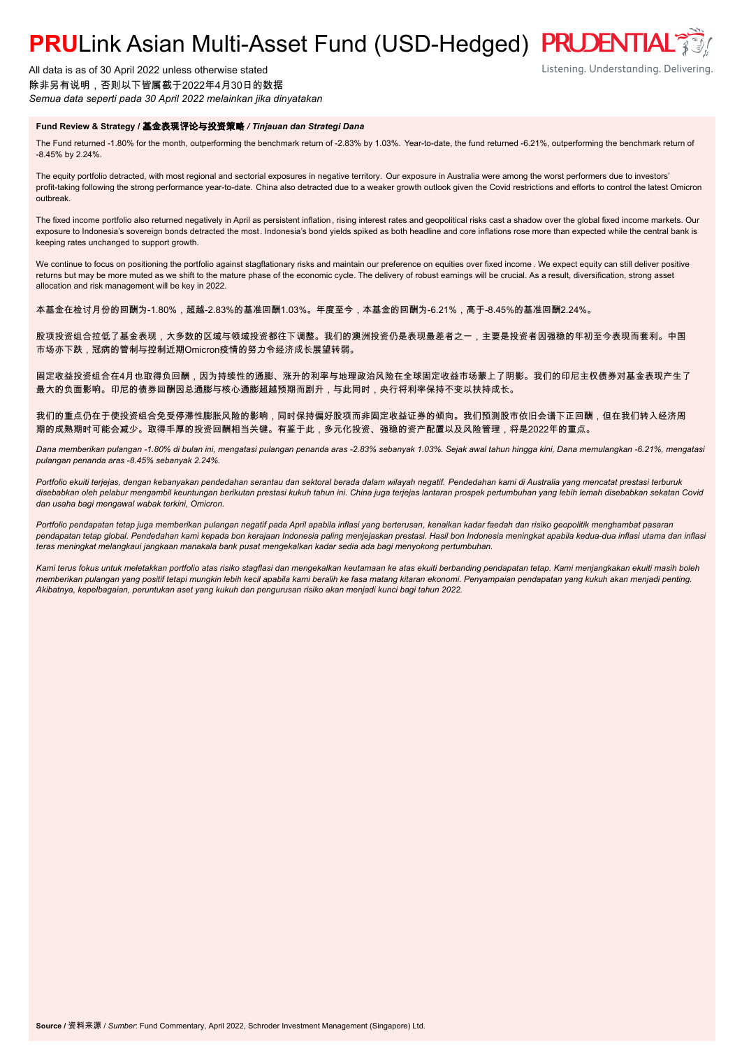# PRULink Asian Multi-Asset Fund (USD-Hedged)

All data is as of 30 April 2022 unless otherwise stated
除非另有说明，否则以下皆属截于2022年4月30日的数据
*Semua data seperti pada 30 April 2022 melainkan jika dinyatakan*

Listening. Understanding. Delivering.

**Fund Review & Strategy / 基金表现评论与投资策略 / *Tinjauan dan Strategi Dana***

The Fund returned -1.80% for the month, outperforming the benchmark return of -2.83% by 1.03%. Year-to-date, the fund returned -6.21%, outperforming the benchmark return of -8.45% by 2.24%.

The equity portfolio detracted, with most regional and sectorial exposures in negative territory. Our exposure in Australia were among the worst performers due to investors' profit-taking following the strong performance year-to-date. China also detracted due to a weaker growth outlook given the Covid restrictions and efforts to control the latest Omicron outbreak.

The fixed income portfolio also returned negatively in April as persistent inflation, rising interest rates and geopolitical risks cast a shadow over the global fixed income markets. Our exposure to Indonesia's sovereign bonds detracted the most. Indonesia's bond yields spiked as both headline and core inflations rose more than expected while the central bank is keeping rates unchanged to support growth.

We continue to focus on positioning the portfolio against stagflationary risks and maintain our preference on equities over fixed income. We expect equity can still deliver positive returns but may be more muted as we shift to the mature phase of the economic cycle. The delivery of robust earnings will be crucial. As a result, diversification, strong asset allocation and risk management will be key in 2022.

本基金在检讨月份的回酬为-1.80%，超越-2.83%的基准回酬1.03%。年度至今，本基金的回酬为-6.21%，高于-8.45%的基准回酬2.24%。

股项投资组合拉低了基金表现，大多数的区域与领域投资都往下调整。我们的澳洲投资仍是表现最差者之一，主要是投资者因强稳的年初至今表现而套利。中国市场亦下跌，冠病的管制与控制近期Omicron疫情的努力令经济成长展望转弱。

固定收益投资组合在4月也取得负回酬，因为持续性的通膨、涨升的利率与地理政治风险在全球固定收益市场蒙上了阴影。我们的印尼主权债券对基金表现产生了最大的负面影响。印尼的债券回酬因总通膨与核心通膨超越预期而剧升，与此同时，央行将利率保持不变以扶持成长。

我们的重点仍在于使投资组合免受停滞性膨胀风险的影响，同时保持偏好股项而非固定收益证券的倾向。我们预测股市依旧会谱下正回酬，但在我们转入经济周期的成熟期时可能会减少。取得丰厚的投资回酬相当关键。有鉴于此，多元化投资、强稳的资产配置以及风险管理，将是2022年的重点。

*Dana memberikan pulangan -1.80% di bulan ini, mengatasi pulangan penanda aras -2.83% sebanyak 1.03%. Sejak awal tahun hingga kini, Dana memulangkan -6.21%, mengatasi pulangan penanda aras -8.45% sebanyak 2.24%.*

*Portfolio ekuiti terjejas, dengan kebanyakan pendedahan serantau dan sektoral berada dalam wilayah negatif. Pendedahan kami di Australia yang mencatat prestasi terburuk disebabkan oleh pelabur mengambil keuntungan berikutan prestasi kukuh tahun ini. China juga terjejas lantaran prospek pertumbuhan yang lebih lemah disebabkan sekatan Covid dan usaha bagi mengawal wabak terkini, Omicron.*

*Portfolio pendapatan tetap juga memberikan pulangan negatif pada April apabila inflasi yang berterusan, kenaikan kadar faedah dan risiko geopolitik menghambat pasaran pendapatan tetap global. Pendedahan kami kepada bon kerajaan Indonesia paling menjejaskan prestasi. Hasil bon Indonesia meningkat apabila kedua-dua inflasi utama dan inflasi teras meningkat melangkaui jangkaan manakala bank pusat mengekalkan kadar sedia ada bagi menyokong pertumbuhan.*

*Kami terus fokus untuk meletakkan portfolio atas risiko stagflasi dan mengekalkan keutamaan ke atas ekuiti berbanding pendapatan tetap. Kami menjangkakan ekuiti masih boleh memberikan pulangan yang positif tetapi mungkin lebih kecil apabila kami beralih ke fasa matang kitaran ekonomi. Penyampaian pendapatan yang kukuh akan menjadi penting. Akibatnya, kepelbagaian, peruntukan aset yang kukuh dan pengurusan risiko akan menjadi kunci bagi tahun 2022.*

**Source** / 资料来源 / *Sumber*: Fund Commentary, April 2022, Schroder Investment Management (Singapore) Ltd.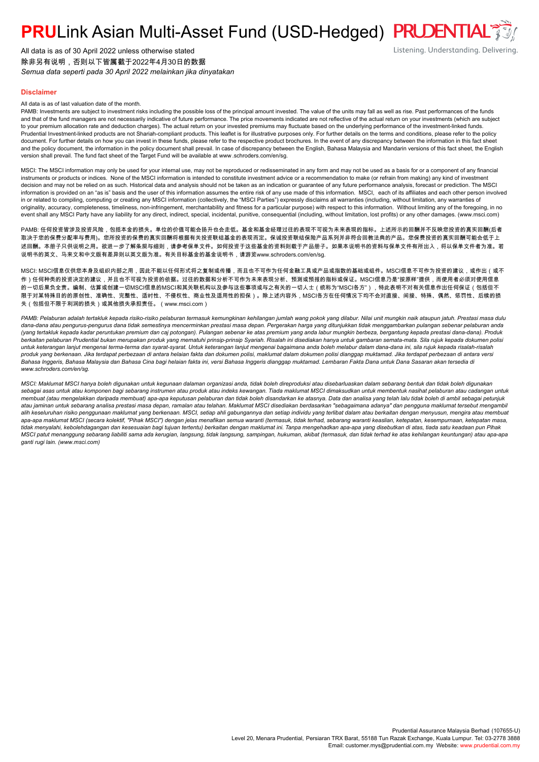# PRULink Asian Multi-Asset Fund (USD-Hedged)

All data is as of 30 April 2022 unless otherwise stated
除非另有说明，否则以下皆属截于2022年4月30日的数据
*Semua data seperti pada 30 April 2022 melainkan jika dinyatakan*

## Disclaimer

All data is as of last valuation date of the month.

PAMB: Investments are subject to investment risks including the possible loss of the principal amount invested. The value of the units may fall as well as rise. Past performances of the funds and that of the fund managers are not necessarily indicative of future performance. The price movements indicated are not reflective of the actual return on your investments (which are subject to your premium allocation rate and deduction charges). The actual return on your invested premiums may fluctuate based on the underlying performance of the investment-linked funds. Prudential Investment-linked products are not Shariah-compliant products. This leaflet is for illustrative purposes only. For further details on the terms and conditions, please refer to the policy document. For further details on how you can invest in these funds, please refer to the respective product brochures. In the event of any discrepancy between the information in this fact sheet and the policy document, the information in the policy document shall prevail. In case of discrepancy between the English, Bahasa Malaysia and Mandarin versions of this fact sheet, the English version shall prevail. The fund fact sheet of the Target Fund will be available at www.schroders.com/en/sg.

MSCI: The MSCI information may only be used for your internal use, may not be reproduced or redisseminated in any form and may not be used as a basis for or a component of any financial instruments or products or indices. None of the MSCI information is intended to constitute investment advice or a recommendation to make (or refrain from making) any kind of investment decision and may not be relied on as such. Historical data and analysis should not be taken as an indication or guarantee of any future performance analysis, forecast or prediction. The MSCI information is provided on an "as is" basis and the user of this information assumes the entire risk of any use made of this information. MSCI, each of its affiliates and each other person involved in or related to compiling, computing or creating any MSCI information (collectively, the "MSCI Parties") expressly disclaims all warranties (including, without limitation, any warranties of originality, accuracy, completeness, timeliness, non-infringement, merchantability and fitness for a particular purpose) with respect to this information. Without limiting any of the foregoing, in no event shall any MSCI Party have any liability for any direct, indirect, special, incidental, punitive, consequential (including, without limitation, lost profits) or any other damages. (www.msci.com)

PAMB: 任何投资皆涉及投资风险，包括本金的损失。单位的价值可能会扬升也会走低。基金和基金经理过往的表现不可视为未来表现的指标。上述所示的回酬并不反映您投资的真实回酬(后者取决于您的保费分配率与费用)。您所投资的保费的真实回酬将根据有关投资联结基金的表现而定。保诚投资联结保险产品系列并非符合回教法典的产品。您保费投资的真实回酬可能会低于上述回酬。本册子只供说明之用。欲进一步了解条规与细则，请参考保单文件。如何投资于这些基金的资料则载于产品册子。如果本说明书的资料与保单文件有所出入，将以保单文件者为准。若说明书的英文、马来文和中文版有差异则以英文版为准。有关目标基金的基金说明书，请游览www.schroders.com/en/sg.

MSCI: MSCI信息仅供您本身及组织内部之用，因此不能以任何形式将之复制或传播，而且也不可作为任何金融工具或产品或指数的基础或组件。MSCI信息不可作为投资的建议，或作出（或不作）任何种类的投资决定的建议，并且也不可视为投资的依据。过往的数据和分析不可作为未来表现分析、预测或预报的指标或保证。MSCI信息乃是"按原样"提供，而使用者必须对使用信息的一切后果负全责。编制、估算或创建一切MSCI信息的MSCI和其关联机构以及参与这些事项或与之有关的一切人士（统称为"MSCI各方"），特此表明不对有关信息作出任何保证（包括但不限于对某特殊目的的原创性、准确性、完整性、适时性、不侵权性、商业性及适用性的担保）。除上述内容外，MSCI各方在任何情况下均不会对直接、间接、特殊、偶然、惩罚性、后续的损失（包括但不限于利润的损失）或其他损失承担责任。（www.msci.com）

*PAMB: Pelaburan adalah tertakluk kepada risiko-risiko pelaburan termasuk kemungkinan kehilangan jumlah wang pokok yang dilabur. Nilai unit mungkin naik ataupun jatuh. Prestasi masa dulu dana-dana atau pengurus-pengurus dana tidak semestinya mencerminkan prestasi masa depan. Pergerakan harga yang ditunjukkan tidak menggambarkan pulangan sebenar pelaburan anda (yang tertakluk kepada kadar peruntukan premium dan caj potongan). Pulangan sebenar ke atas premium yang anda labur mungkin berbeza, bergantung kepada prestasi dana-dana). Produk berkaitan pelaburan Prudential bukan merupakan produk yang mematuhi prinsip-prinsip Syariah. Risalah ini disediakan hanya untuk gambaran semata-mata. Sila rujuk kepada dokumen polisi untuk keterangan lanjut mengenai terma-terma dan syarat-syarat. Untuk keterangan lanjut mengenai bagaimana anda boleh melabur dalam dana-dana ini, sila rujuk kepada risalah-risalah produk yang berkenaan. Jika terdapat perbezaan di antara helaian fakta dan dokumen polisi, maklumat dalam dokumen polisi dianggap muktamad. Jika terdapat perbezaan di antara versi Bahasa Inggeris, Bahasa Malaysia dan Bahasa Cina bagi helaian fakta ini, versi Bahasa Inggeris dianggap muktamad. Lembaran Fakta Dana untuk Dana Sasaran akan tersedia di www.schroders.com/en/sg.*

*MSCI: Maklumat MSCI hanya boleh digunakan untuk kegunaan dalaman organizasi anda, tidak boleh direproduksi atau disebarluaskan dalam sebarang bentuk dan tidak boleh digunakan sebagai asas untuk atau komponen bagi sebarang instrumen atau produk atau indeks kewangan. Tiada maklumat MSCI dimaksudkan untuk membentuk nasihat pelaburan atau cadangan untuk membuat (atau mengelakkan daripada membuat) apa-apa keputusan pelaburan dan tidak boleh disandarkan ke atasnya. Data dan analisa yang telah lalu tidak boleh di ambil sebagai petunjuk atau jaminan untuk sebarang analisa prestasi masa depan, ramalan atau telahan. Maklumat MSCI disediakan berdasarkan "sebagaimana adanya" dan pengguna maklumat tersebut mengambil alih keseluruhan risiko penggunaan maklumat yang berkenaan. MSCI, setiap ahli gabungannya dan setiap individu yang terlibat dalam atau berkaitan dengan menyusun, mengira atau membuat apa-apa maklumat MSCI (secara kolektif, "Pihak MSCI") dengan jelas menafikan semua waranti (termasuk, tidak terhad, sebarang waranti keaslian, ketepatan, kesempurnaan, ketepatan masa, tidak menyalahi, kebolehdagangan dan kesesuaian bagi tujuan tertentu) berkaitan dengan maklumat ini. Tanpa mengehadkan apa-apa yang disebutkan di atas, tiada satu keadaan pun Pihak MSCI patut menanggung sebarang liabiliti sama ada kerugian, langsung, tidak langsung, sampingan, hukuman, akibat (termasuk, dan tidak terhad ke atas kehilangan keuntungan) atau apa-apa ganti rugi lain. (www.msci.com)*

Prudential Assurance Malaysia Berhad (107655-U)
Level 20, Menara Prudential, Persiaran TRX Barat, 55188 Tun Razak Exchange, Kuala Lumpur. Tel: 03-2778 3888
Email: customer.mys@prudential.com.my Website: www.prudential.com.my